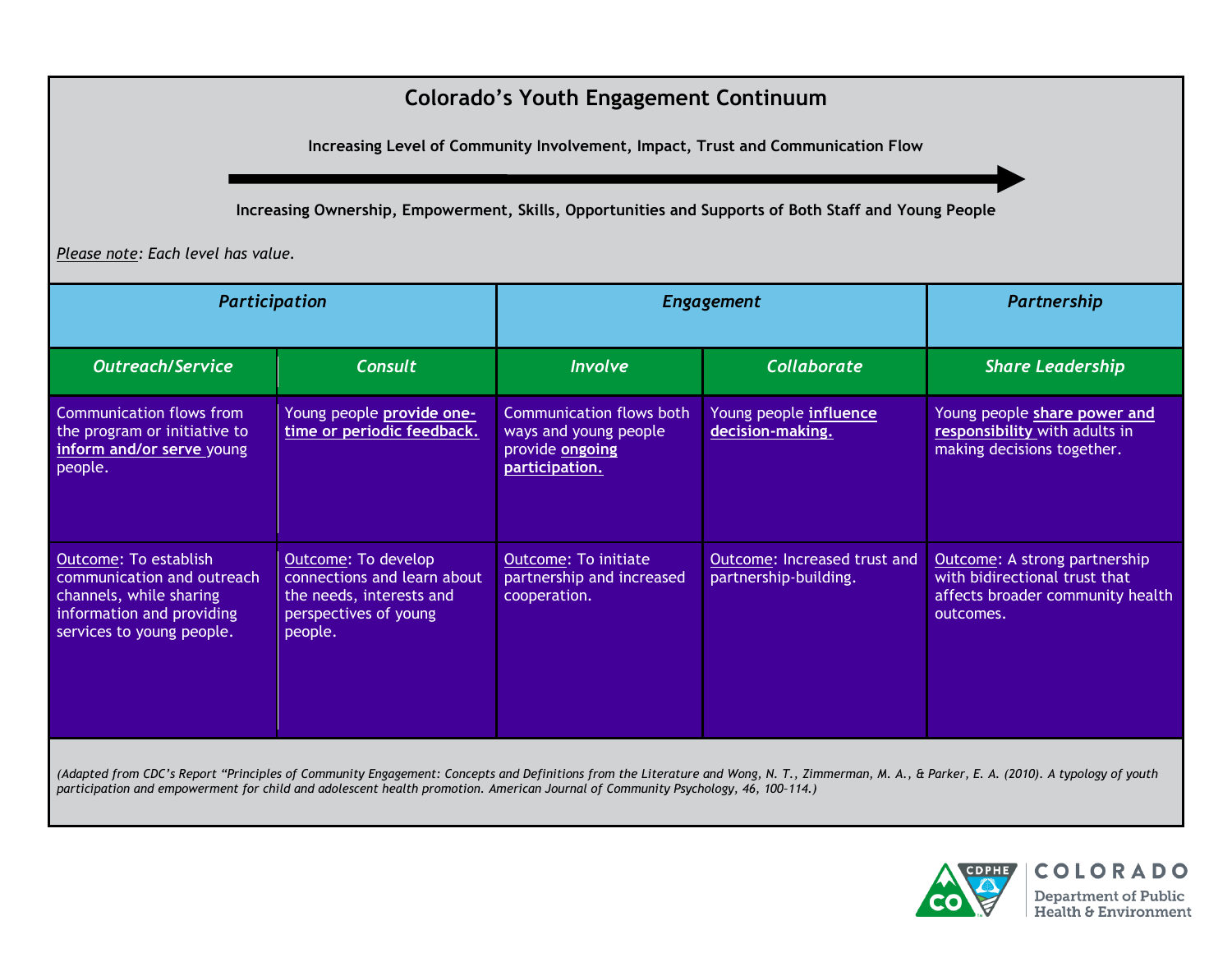# Colorado's Youth Engagement Continuum

**Increasing Level of Community Involvement, Impact, Trust and Communication Flow**

→

**Increasing Ownership, Empowerment, Skills, Opportunities and Supports of Both Staff and Young People**

*Please note: Each level has value.*

| *Participation* | | *Engagement* | | *Partnership* |
|---|---|---|---|---|
| ***Outreach/Service*** | ***Consult*** | ***Involve*** | ***Collaborate*** | ***Share Leadership*** |
| Communication flows from the program or initiative to **inform and/or serve** young people. | Young people **provide one-time or periodic feedback.** | Communication flows both ways and young people provide **ongoing participation.** | Young people **influence decision-making.** | Young people **share power and responsibility** with adults in making decisions together. |
| Outcome: To establish communication and outreach channels, while sharing information and providing services to young people. | Outcome: To develop connections and learn about the needs, interests and perspectives of young people. | Outcome: To initiate partnership and increased cooperation. | Outcome: Increased trust and partnership-building. | Outcome: A strong partnership with bidirectional trust that affects broader community health outcomes. |

*(Adapted from CDC's Report "Principles of Community Engagement: Concepts and Definitions from the Literature and Wong, N. T., Zimmerman, M. A., & Parker, E. A. (2010). A typology of youth participation and empowerment for child and adolescent health promotion. American Journal of Community Psychology, 46, 100–114.)*

CDPHE COLORADO Department of Public Health & Environment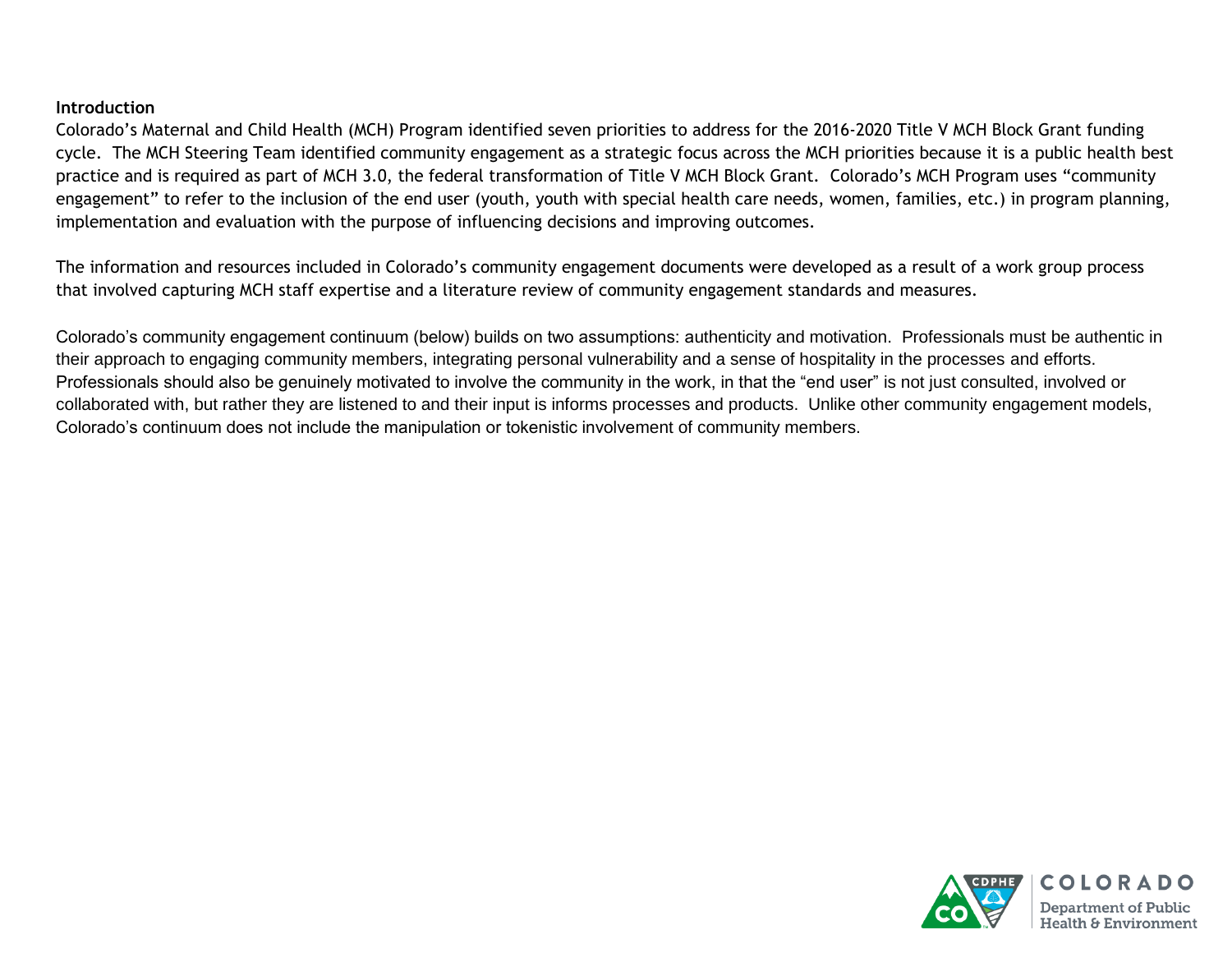**Introduction**

Colorado's Maternal and Child Health (MCH) Program identified seven priorities to address for the 2016-2020 Title V MCH Block Grant funding cycle. The MCH Steering Team identified community engagement as a strategic focus across the MCH priorities because it is a public health best practice and is required as part of MCH 3.0, the federal transformation of Title V MCH Block Grant. Colorado's MCH Program uses "community engagement" to refer to the inclusion of the end user (youth, youth with special health care needs, women, families, etc.) in program planning, implementation and evaluation with the purpose of influencing decisions and improving outcomes.

The information and resources included in Colorado's community engagement documents were developed as a result of a work group process that involved capturing MCH staff expertise and a literature review of community engagement standards and measures.

Colorado's community engagement continuum (below) builds on two assumptions: authenticity and motivation. Professionals must be authentic in their approach to engaging community members, integrating personal vulnerability and a sense of hospitality in the processes and efforts. Professionals should also be genuinely motivated to involve the community in the work, in that the "end user" is not just consulted, involved or collaborated with, but rather they are listened to and their input is informs processes and products. Unlike other community engagement models, Colorado's continuum does not include the manipulation or tokenistic involvement of community members.

COLORADO
Department of Public Health & Environment